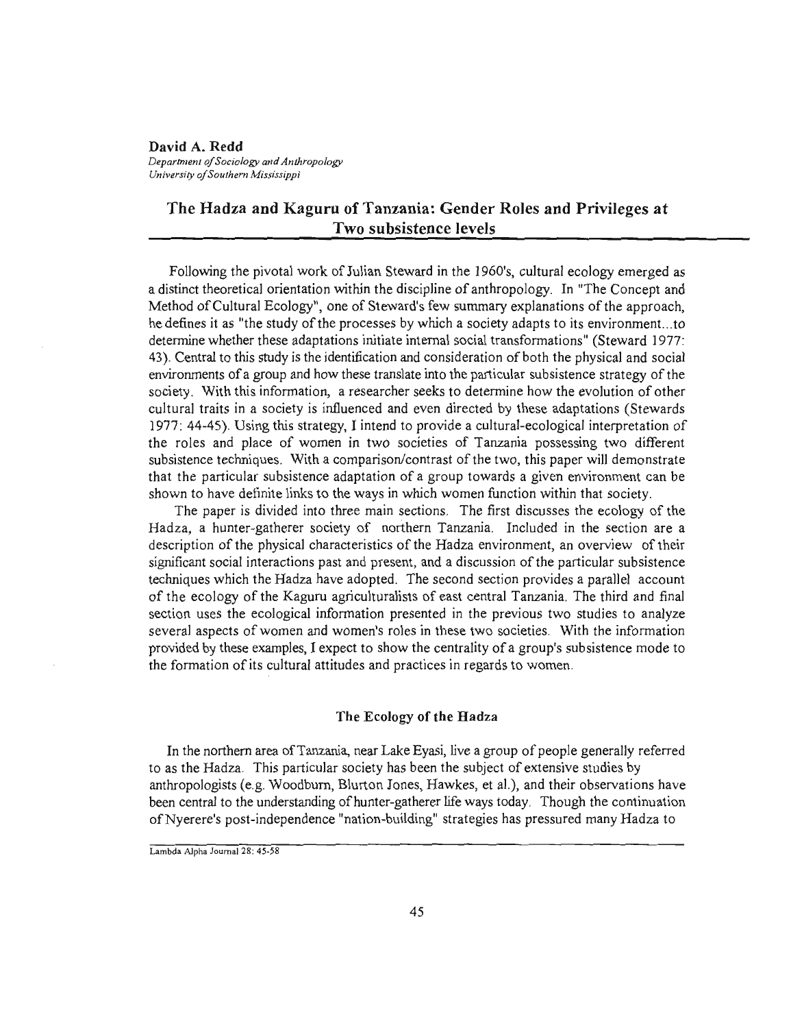**David A. Redd**
*Department of Sociology and Anthropology*
*University of Southern Mississippi*

# The Hadza and Kaguru of Tanzania: Gender Roles and Privileges at Two subsistence levels

Following the pivotal work of Julian Steward in the 1960's, cultural ecology emerged as a distinct theoretical orientation within the discipline of anthropology. In "The Concept and Method of Cultural Ecology", one of Steward's few summary explanations of the approach, he defines it as "the study of the processes by which a society adapts to its environment...to determine whether these adaptations initiate internal social transformations" (Steward 1977: 43). Central to this study is the identification and consideration of both the physical and social environments of a group and how these translate into the particular subsistence strategy of the society. With this information, a researcher seeks to determine how the evolution of other cultural traits in a society is influenced and even directed by these adaptations (Stewards 1977: 44-45). Using this strategy, I intend to provide a cultural-ecological interpretation of the roles and place of women in two societies of Tanzania possessing two different subsistence techniques. With a comparison/contrast of the two, this paper will demonstrate that the particular subsistence adaptation of a group towards a given environment can be shown to have definite links to the ways in which women function within that society.

The paper is divided into three main sections. The first discusses the ecology of the Hadza, a hunter-gatherer society of northern Tanzania. Included in the section are a description of the physical characteristics of the Hadza environment, an overview of their significant social interactions past and present, and a discussion of the particular subsistence techniques which the Hadza have adopted. The second section provides a parallel account of the ecology of the Kaguru agriculturalists of east central Tanzania. The third and final section uses the ecological information presented in the previous two studies to analyze several aspects of women and women's roles in these two societies. With the information provided by these examples, I expect to show the centrality of a group's subsistence mode to the formation of its cultural attitudes and practices in regards to women.

## The Ecology of the Hadza

In the northern area of Tanzania, near Lake Eyasi, live a group of people generally referred to as the Hadza. This particular society has been the subject of extensive studies by anthropologists (e.g. Woodburn, Blurton Jones, Hawkes, et al.), and their observations have been central to the understanding of hunter-gatherer life ways today. Though the continuation of Nyerere's post-independence "nation-building" strategies has pressured many Hadza to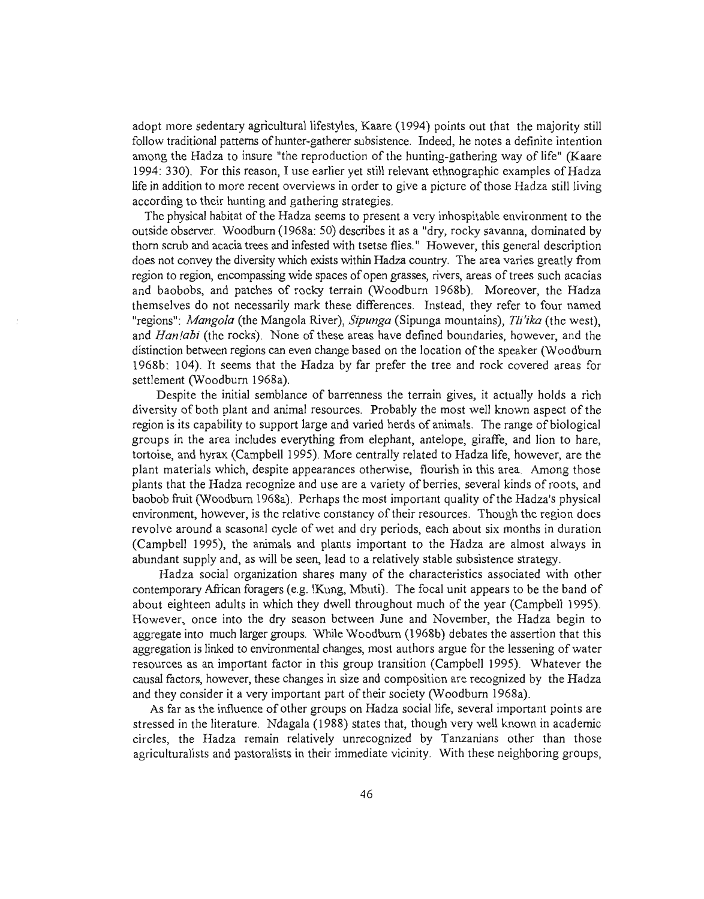adopt more sedentary agricultural lifestyles, Kaare (1994) points out that the majority still follow traditional patterns of hunter-gatherer subsistence. Indeed, he notes a definite intention among the Hadza to insure "the reproduction of the hunting-gathering way of life" (Kaare 1994: 330). For this reason, I use earlier yet still relevant ethnographic examples of Hadza life in addition to more recent overviews in order to give a picture of those Hadza still living according to their hunting and gathering strategies.

The physical habitat of the Hadza seems to present a very inhospitable environment to the outside observer. Woodburn (1968a: 50) describes it as a "dry, rocky savanna, dominated by thorn scrub and acacia trees and infested with tsetse flies." However, this general description does not convey the diversity which exists within Hadza country. The area varies greatly from region to region, encompassing wide spaces of open grasses, rivers, areas of trees such acacias and baobobs, and patches of rocky terrain (Woodburn 1968b). Moreover, the Hadza themselves do not necessarily mark these differences. Instead, they refer to four named "regions": *Mangola* (the Mangola River), *Sipunga* (Sipunga mountains), *Tli'ika* (the west), and *Han!abi* (the rocks). None of these areas have defined boundaries, however, and the distinction between regions can even change based on the location of the speaker (Woodburn 1968b: 104). It seems that the Hadza by far prefer the tree and rock covered areas for settlement (Woodburn 1968a).

Despite the initial semblance of barrenness the terrain gives, it actually holds a rich diversity of both plant and animal resources. Probably the most well known aspect of the region is its capability to support large and varied herds of animals. The range of biological groups in the area includes everything from elephant, antelope, giraffe, and lion to hare, tortoise, and hyrax (Campbell 1995). More centrally related to Hadza life, however, are the plant materials which, despite appearances otherwise, flourish in this area. Among those plants that the Hadza recognize and use are a variety of berries, several kinds of roots, and baobob fruit (Woodburn 1968a). Perhaps the most important quality of the Hadza's physical environment, however, is the relative constancy of their resources. Though the region does revolve around a seasonal cycle of wet and dry periods, each about six months in duration (Campbell 1995), the animals and plants important to the Hadza are almost always in abundant supply and, as will be seen, lead to a relatively stable subsistence strategy.

Hadza social organization shares many of the characteristics associated with other contemporary African foragers (e.g. !Kung, Mbuti). The focal unit appears to be the band of about eighteen adults in which they dwell throughout much of the year (Campbell 1995). However, once into the dry season between June and November, the Hadza begin to aggregate into much larger groups. While Woodburn (1968b) debates the assertion that this aggregation is linked to environmental changes, most authors argue for the lessening of water resources as an important factor in this group transition (Campbell 1995). Whatever the causal factors, however, these changes in size and composition are recognized by the Hadza and they consider it a very important part of their society (Woodburn 1968a).

As far as the influence of other groups on Hadza social life, several important points are stressed in the literature. Ndagala (1988) states that, though very well known in academic circles, the Hadza remain relatively unrecognized by Tanzanians other than those agriculturalists and pastoralists in their immediate vicinity. With these neighboring groups,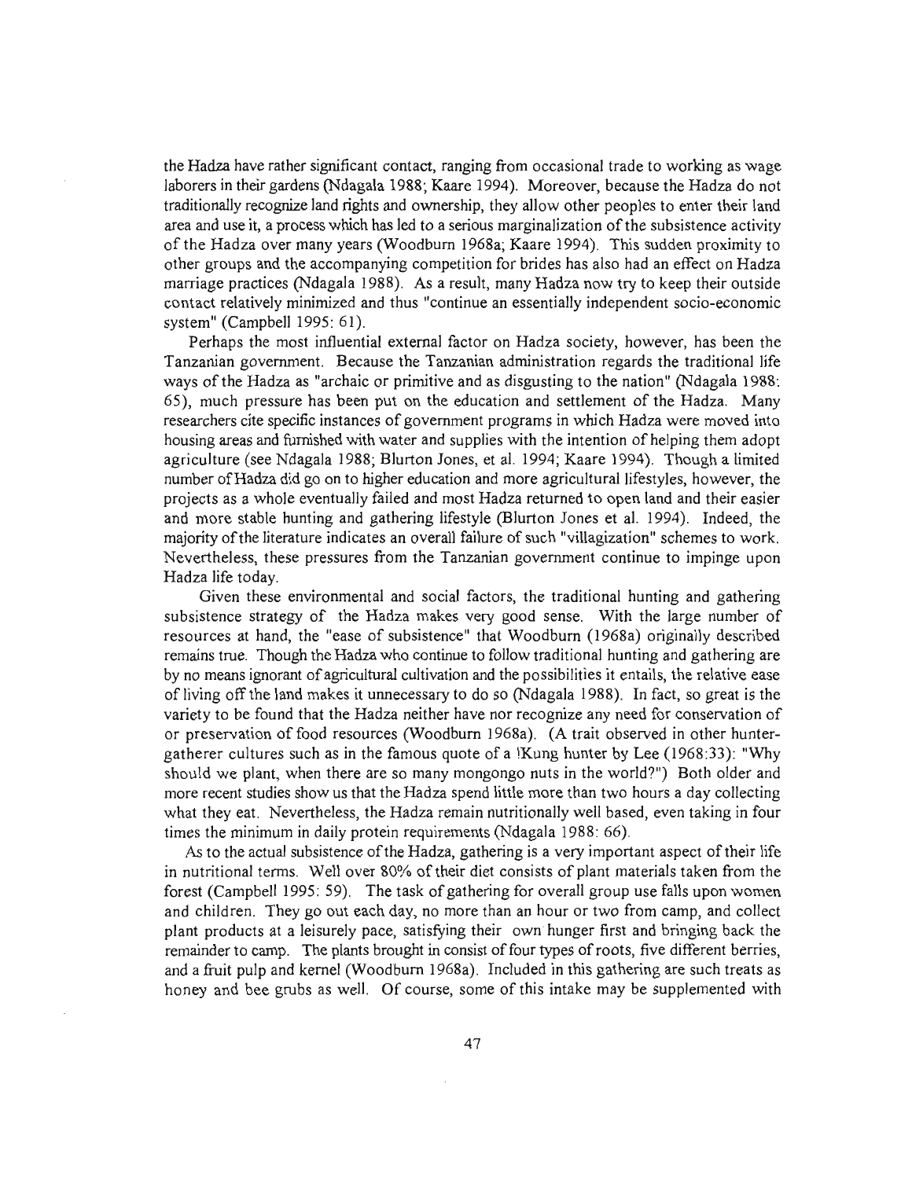the Hadza have rather significant contact, ranging from occasional trade to working as wage laborers in their gardens (Ndagala 1988; Kaare 1994). Moreover, because the Hadza do not traditionally recognize land rights and ownership, they allow other peoples to enter their land area and use it, a process which has led to a serious marginalization of the subsistence activity of the Hadza over many years (Woodburn 1968a; Kaare 1994). This sudden proximity to other groups and the accompanying competition for brides has also had an effect on Hadza marriage practices (Ndagala 1988). As a result, many Hadza now try to keep their outside contact relatively minimized and thus "continue an essentially independent socio-economic system" (Campbell 1995: 61).

Perhaps the most influential external factor on Hadza society, however, has been the Tanzanian government. Because the Tanzanian administration regards the traditional life ways of the Hadza as "archaic or primitive and as disgusting to the nation" (Ndagala 1988: 65), much pressure has been put on the education and settlement of the Hadza. Many researchers cite specific instances of government programs in which Hadza were moved into housing areas and furnished with water and supplies with the intention of helping them adopt agriculture (see Ndagala 1988; Blurton Jones, et al. 1994; Kaare 1994). Though a limited number of Hadza did go on to higher education and more agricultural lifestyles, however, the projects as a whole eventually failed and most Hadza returned to open land and their easier and more stable hunting and gathering lifestyle (Blurton Jones et al. 1994). Indeed, the majority of the literature indicates an overall failure of such "villagization" schemes to work. Nevertheless, these pressures from the Tanzanian government continue to impinge upon Hadza life today.

Given these environmental and social factors, the traditional hunting and gathering subsistence strategy of the Hadza makes very good sense. With the large number of resources at hand, the "ease of subsistence" that Woodburn (1968a) originally described remains true. Though the Hadza who continue to follow traditional hunting and gathering are by no means ignorant of agricultural cultivation and the possibilities it entails, the relative ease of living off the land makes it unnecessary to do so (Ndagala 1988). In fact, so great is the variety to be found that the Hadza neither have nor recognize any need for conservation of or preservation of food resources (Woodburn 1968a). (A trait observed in other hunter-gatherer cultures such as in the famous quote of a !Kung hunter by Lee (1968:33): "Why should we plant, when there are so many mongongo nuts in the world?") Both older and more recent studies show us that the Hadza spend little more than two hours a day collecting what they eat. Nevertheless, the Hadza remain nutritionally well based, even taking in four times the minimum in daily protein requirements (Ndagala 1988: 66).

As to the actual subsistence of the Hadza, gathering is a very important aspect of their life in nutritional terms. Well over 80% of their diet consists of plant materials taken from the forest (Campbell 1995: 59). The task of gathering for overall group use falls upon women and children. They go out each day, no more than an hour or two from camp, and collect plant products at a leisurely pace, satisfying their own hunger first and bringing back the remainder to camp. The plants brought in consist of four types of roots, five different berries, and a fruit pulp and kernel (Woodburn 1968a). Included in this gathering are such treats as honey and bee grubs as well. Of course, some of this intake may be supplemented with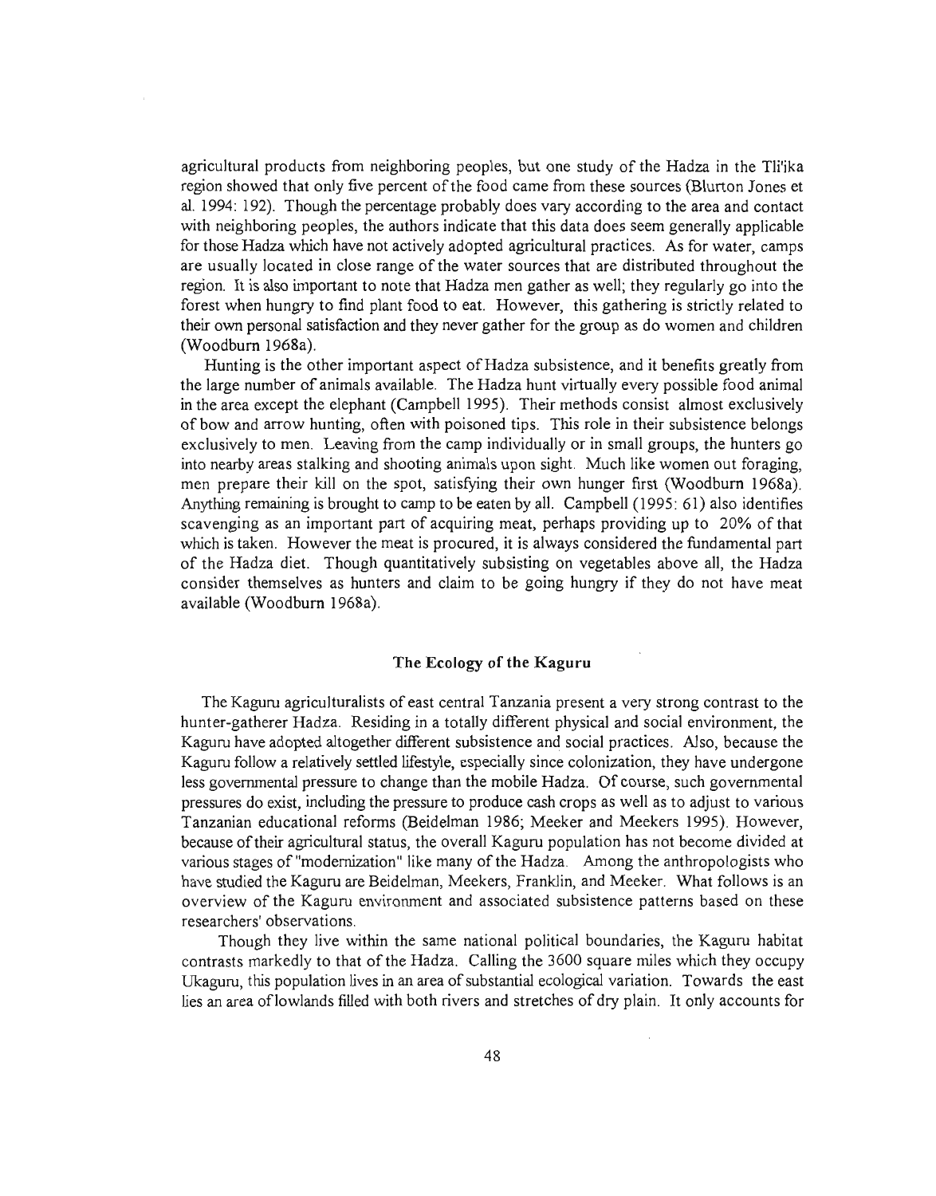agricultural products from neighboring peoples, but one study of the Hadza in the Tli'ika region showed that only five percent of the food came from these sources (Blurton Jones et al. 1994: 192). Though the percentage probably does vary according to the area and contact with neighboring peoples, the authors indicate that this data does seem generally applicable for those Hadza which have not actively adopted agricultural practices. As for water, camps are usually located in close range of the water sources that are distributed throughout the region. It is also important to note that Hadza men gather as well; they regularly go into the forest when hungry to find plant food to eat. However, this gathering is strictly related to their own personal satisfaction and they never gather for the group as do women and children (Woodburn 1968a).

Hunting is the other important aspect of Hadza subsistence, and it benefits greatly from the large number of animals available. The Hadza hunt virtually every possible food animal in the area except the elephant (Campbell 1995). Their methods consist almost exclusively of bow and arrow hunting, often with poisoned tips. This role in their subsistence belongs exclusively to men. Leaving from the camp individually or in small groups, the hunters go into nearby areas stalking and shooting animals upon sight. Much like women out foraging, men prepare their kill on the spot, satisfying their own hunger first (Woodburn 1968a). Anything remaining is brought to camp to be eaten by all. Campbell (1995: 61) also identifies scavenging as an important part of acquiring meat, perhaps providing up to 20% of that which is taken. However the meat is procured, it is always considered the fundamental part of the Hadza diet. Though quantitatively subsisting on vegetables above all, the Hadza consider themselves as hunters and claim to be going hungry if they do not have meat available (Woodburn 1968a).

## The Ecology of the Kaguru

The Kaguru agriculturalists of east central Tanzania present a very strong contrast to the hunter-gatherer Hadza. Residing in a totally different physical and social environment, the Kaguru have adopted altogether different subsistence and social practices. Also, because the Kaguru follow a relatively settled lifestyle, especially since colonization, they have undergone less governmental pressure to change than the mobile Hadza. Of course, such governmental pressures do exist, including the pressure to produce cash crops as well as to adjust to various Tanzanian educational reforms (Beidelman 1986; Meeker and Meekers 1995). However, because of their agricultural status, the overall Kaguru population has not become divided at various stages of "modernization" like many of the Hadza. Among the anthropologists who have studied the Kaguru are Beidelman, Meekers, Franklin, and Meeker. What follows is an overview of the Kaguru environment and associated subsistence patterns based on these researchers' observations.

Though they live within the same national political boundaries, the Kaguru habitat contrasts markedly to that of the Hadza. Calling the 3600 square miles which they occupy Ukaguru, this population lives in an area of substantial ecological variation. Towards the east lies an area of lowlands filled with both rivers and stretches of dry plain. It only accounts for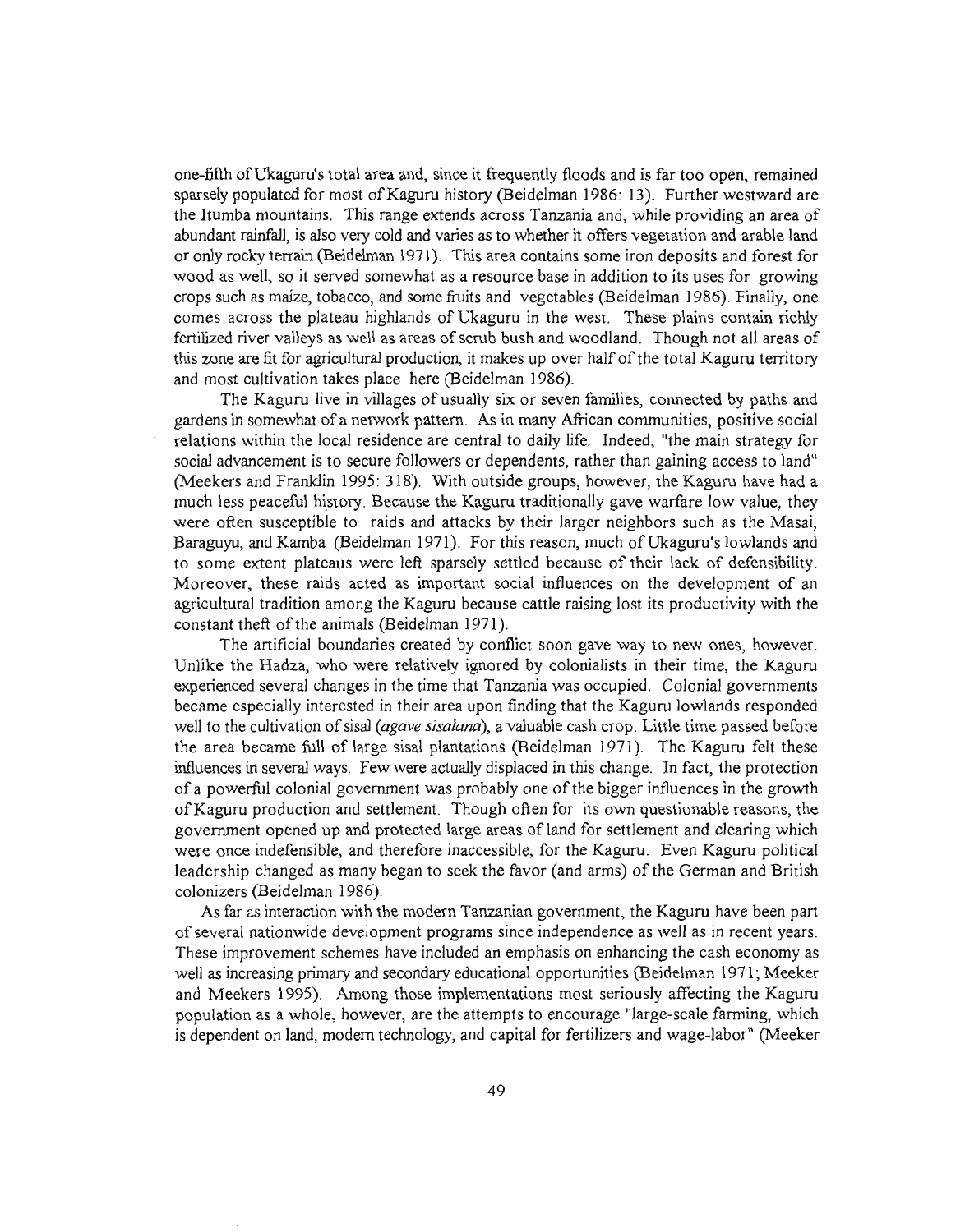one-fifth of Ukaguru's total area and, since it frequently floods and is far too open, remained sparsely populated for most of Kaguru history (Beidelman 1986: 13). Further westward are the Itumba mountains. This range extends across Tanzania and, while providing an area of abundant rainfall, is also very cold and varies as to whether it offers vegetation and arable land or only rocky terrain (Beidelman 1971). This area contains some iron deposits and forest for wood as well, so it served somewhat as a resource base in addition to its uses for growing crops such as maize, tobacco, and some fruits and vegetables (Beidelman 1986). Finally, one comes across the plateau highlands of Ukaguru in the west. These plains contain richly fertilized river valleys as well as areas of scrub bush and woodland. Though not all areas of this zone are fit for agricultural production, it makes up over half of the total Kaguru territory and most cultivation takes place here (Beidelman 1986).

The Kaguru live in villages of usually six or seven families, connected by paths and gardens in somewhat of a network pattern. As in many African communities, positive social relations within the local residence are central to daily life. Indeed, "the main strategy for social advancement is to secure followers or dependents, rather than gaining access to land" (Meekers and Franklin 1995: 318). With outside groups, however, the Kaguru have had a much less peaceful history. Because the Kaguru traditionally gave warfare low value, they were often susceptible to raids and attacks by their larger neighbors such as the Masai, Baraguyu, and Kamba (Beidelman 1971). For this reason, much of Ukaguru's lowlands and to some extent plateaus were left sparsely settled because of their lack of defensibility. Moreover, these raids acted as important social influences on the development of an agricultural tradition among the Kaguru because cattle raising lost its productivity with the constant theft of the animals (Beidelman 1971).

The artificial boundaries created by conflict soon gave way to new ones, however. Unlike the Hadza, who were relatively ignored by colonialists in their time, the Kaguru experienced several changes in the time that Tanzania was occupied. Colonial governments became especially interested in their area upon finding that the Kaguru lowlands responded well to the cultivation of sisal (*agave sisalana*), a valuable cash crop. Little time passed before the area became full of large sisal plantations (Beidelman 1971). The Kaguru felt these influences in several ways. Few were actually displaced in this change. In fact, the protection of a powerful colonial government was probably one of the bigger influences in the growth of Kaguru production and settlement. Though often for its own questionable reasons, the government opened up and protected large areas of land for settlement and clearing which were once indefensible, and therefore inaccessible, for the Kaguru. Even Kaguru political leadership changed as many began to seek the favor (and arms) of the German and British colonizers (Beidelman 1986).

As far as interaction with the modern Tanzanian government, the Kaguru have been part of several nationwide development programs since independence as well as in recent years. These improvement schemes have included an emphasis on enhancing the cash economy as well as increasing primary and secondary educational opportunities (Beidelman 1971; Meeker and Meekers 1995). Among those implementations most seriously affecting the Kaguru population as a whole, however, are the attempts to encourage "large-scale farming, which is dependent on land, modern technology, and capital for fertilizers and wage-labor" (Meeker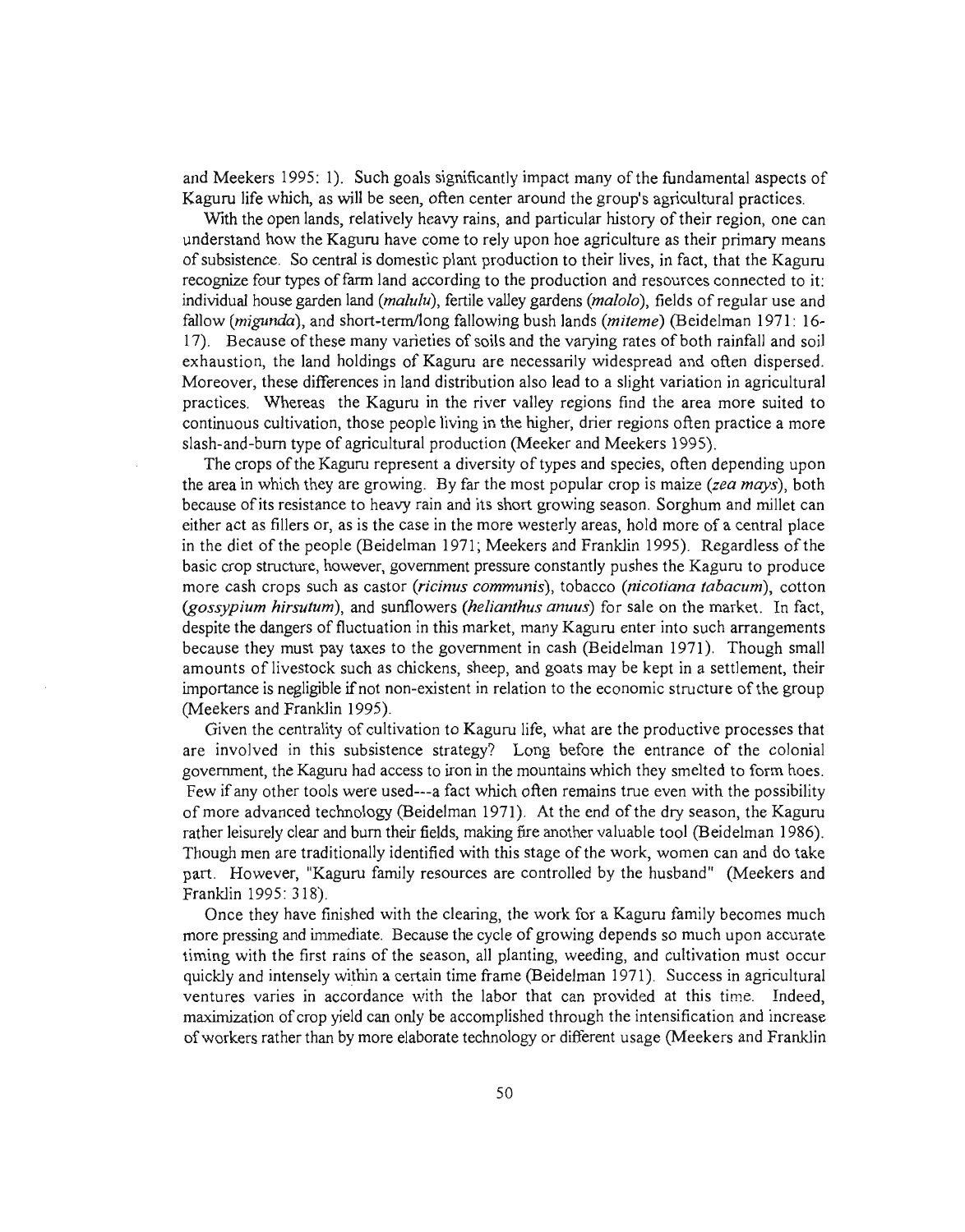and Meekers 1995: 1). Such goals significantly impact many of the fundamental aspects of Kaguru life which, as will be seen, often center around the group's agricultural practices.

With the open lands, relatively heavy rains, and particular history of their region, one can understand how the Kaguru have come to rely upon hoe agriculture as their primary means of subsistence. So central is domestic plant production to their lives, in fact, that the Kaguru recognize four types of farm land according to the production and resources connected to it: individual house garden land (*malulu*), fertile valley gardens (*malolo*), fields of regular use and fallow (*migunda*), and short-term/long fallowing bush lands (*miteme*) (Beidelman 1971: 16-17). Because of these many varieties of soils and the varying rates of both rainfall and soil exhaustion, the land holdings of Kaguru are necessarily widespread and often dispersed. Moreover, these differences in land distribution also lead to a slight variation in agricultural practices. Whereas the Kaguru in the river valley regions find the area more suited to continuous cultivation, those people living in the higher, drier regions often practice a more slash-and-burn type of agricultural production (Meeker and Meekers 1995).

The crops of the Kaguru represent a diversity of types and species, often depending upon the area in which they are growing. By far the most popular crop is maize (*zea mays*), both because of its resistance to heavy rain and its short growing season. Sorghum and millet can either act as fillers or, as is the case in the more westerly areas, hold more of a central place in the diet of the people (Beidelman 1971; Meekers and Franklin 1995). Regardless of the basic crop structure, however, government pressure constantly pushes the Kaguru to produce more cash crops such as castor (*ricinus communis*), tobacco (*nicotiana tabacum*), cotton (*gossypium hirsutum*), and sunflowers (*helianthus anuus*) for sale on the market. In fact, despite the dangers of fluctuation in this market, many Kaguru enter into such arrangements because they must pay taxes to the government in cash (Beidelman 1971). Though small amounts of livestock such as chickens, sheep, and goats may be kept in a settlement, their importance is negligible if not non-existent in relation to the economic structure of the group (Meekers and Franklin 1995).

Given the centrality of cultivation to Kaguru life, what are the productive processes that are involved in this subsistence strategy? Long before the entrance of the colonial government, the Kaguru had access to iron in the mountains which they smelted to form hoes. Few if any other tools were used---a fact which often remains true even with the possibility of more advanced technology (Beidelman 1971). At the end of the dry season, the Kaguru rather leisurely clear and burn their fields, making fire another valuable tool (Beidelman 1986). Though men are traditionally identified with this stage of the work, women can and do take part. However, "Kaguru family resources are controlled by the husband" (Meekers and Franklin 1995: 318).

Once they have finished with the clearing, the work for a Kaguru family becomes much more pressing and immediate. Because the cycle of growing depends so much upon accurate timing with the first rains of the season, all planting, weeding, and cultivation must occur quickly and intensely within a certain time frame (Beidelman 1971). Success in agricultural ventures varies in accordance with the labor that can provided at this time. Indeed, maximization of crop yield can only be accomplished through the intensification and increase of workers rather than by more elaborate technology or different usage (Meekers and Franklin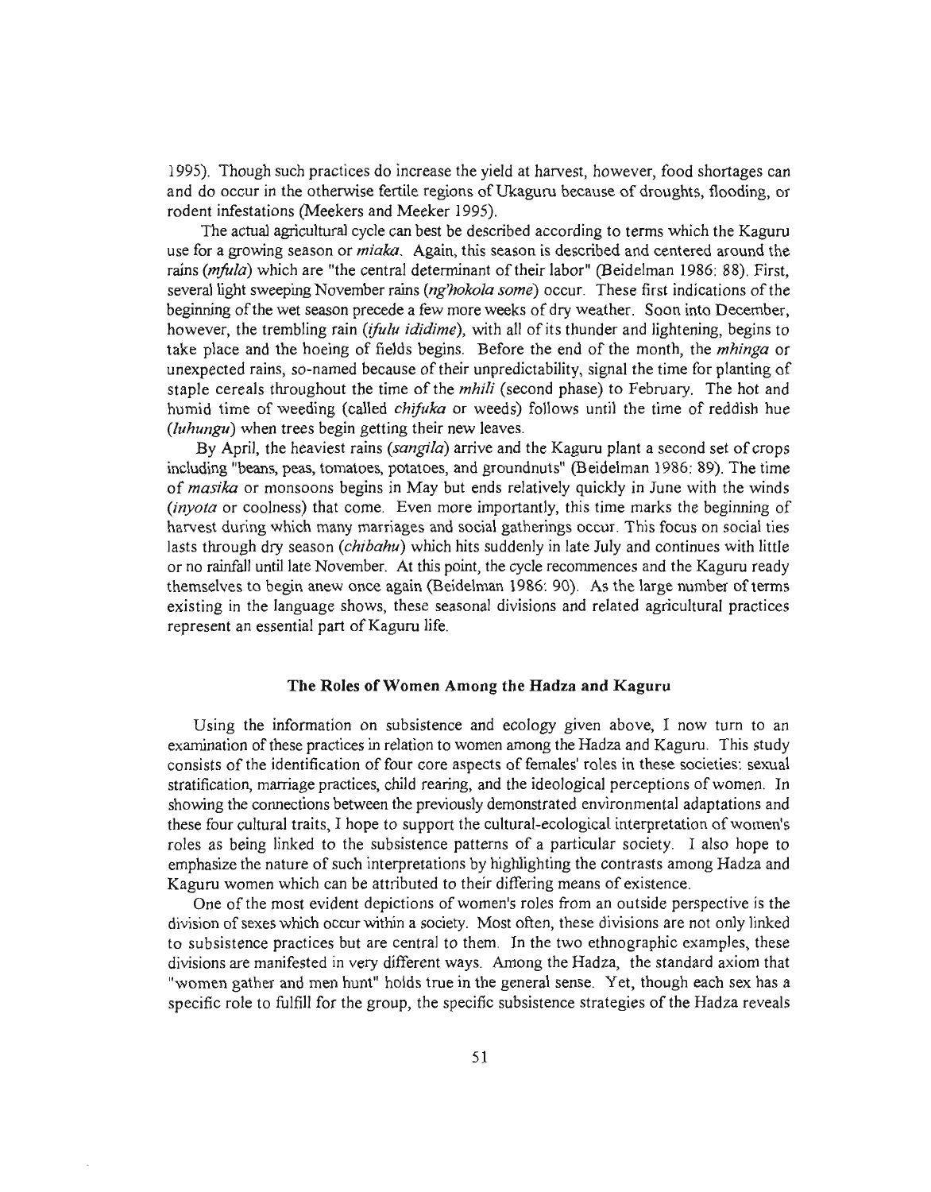1995). Though such practices do increase the yield at harvest, however, food shortages can and do occur in the otherwise fertile regions of Ukaguru because of droughts, flooding, or rodent infestations (Meekers and Meeker 1995).

The actual agricultural cycle can best be described according to terms which the Kaguru use for a growing season or *miaka*. Again, this season is described and centered around the rains (*mfula*) which are "the central determinant of their labor" (Beidelman 1986: 88). First, several light sweeping November rains (*ng'hokola some*) occur. These first indications of the beginning of the wet season precede a few more weeks of dry weather. Soon into December, however, the trembling rain (*ifulu ididime*), with all of its thunder and lightening, begins to take place and the hoeing of fields begins. Before the end of the month, the *mhinga* or unexpected rains, so-named because of their unpredictability, signal the time for planting of staple cereals throughout the time of the *mhili* (second phase) to February. The hot and humid time of weeding (called *chifuka* or weeds) follows until the time of reddish hue (*luhungu*) when trees begin getting their new leaves.

By April, the heaviest rains (*sangila*) arrive and the Kaguru plant a second set of crops including "beans, peas, tomatoes, potatoes, and groundnuts" (Beidelman 1986: 89). The time of *masika* or monsoons begins in May but ends relatively quickly in June with the winds (*inyota* or coolness) that come. Even more importantly, this time marks the beginning of harvest during which many marriages and social gatherings occur. This focus on social ties lasts through dry season (*chibahu*) which hits suddenly in late July and continues with little or no rainfall until late November. At this point, the cycle recommences and the Kaguru ready themselves to begin anew once again (Beidelman 1986: 90). As the large number of terms existing in the language shows, these seasonal divisions and related agricultural practices represent an essential part of Kaguru life.

## The Roles of Women Among the Hadza and Kaguru

Using the information on subsistence and ecology given above, I now turn to an examination of these practices in relation to women among the Hadza and Kaguru. This study consists of the identification of four core aspects of females' roles in these societies: sexual stratification, marriage practices, child rearing, and the ideological perceptions of women. In showing the connections between the previously demonstrated environmental adaptations and these four cultural traits, I hope to support the cultural-ecological interpretation of women's roles as being linked to the subsistence patterns of a particular society. I also hope to emphasize the nature of such interpretations by highlighting the contrasts among Hadza and Kaguru women which can be attributed to their differing means of existence.

One of the most evident depictions of women's roles from an outside perspective is the division of sexes which occur within a society. Most often, these divisions are not only linked to subsistence practices but are central to them. In the two ethnographic examples, these divisions are manifested in very different ways. Among the Hadza, the standard axiom that "women gather and men hunt" holds true in the general sense. Yet, though each sex has a specific role to fulfill for the group, the specific subsistence strategies of the Hadza reveals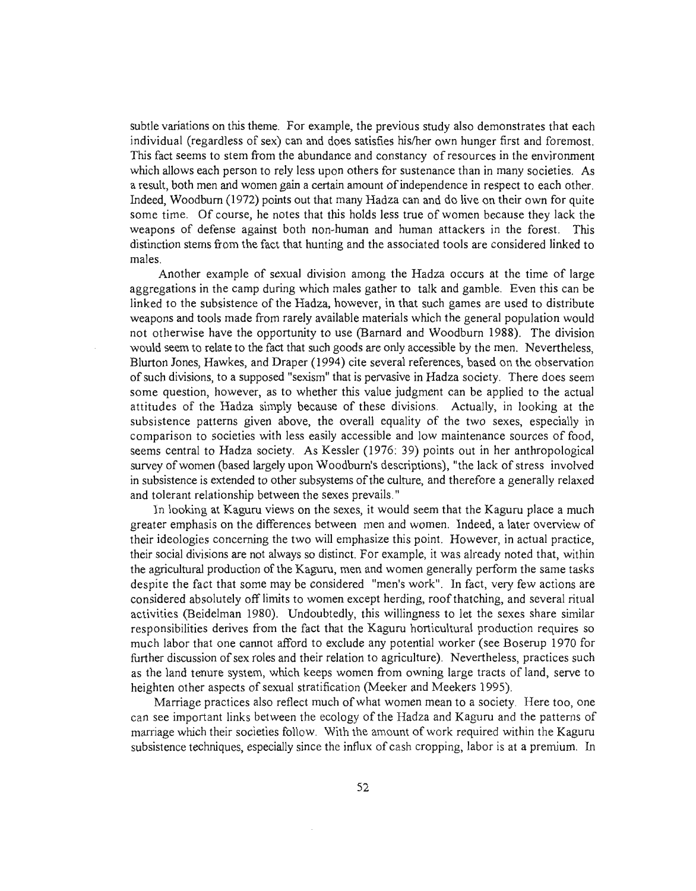subtle variations on this theme. For example, the previous study also demonstrates that each individual (regardless of sex) can and does satisfies his/her own hunger first and foremost. This fact seems to stem from the abundance and constancy of resources in the environment which allows each person to rely less upon others for sustenance than in many societies. As a result, both men and women gain a certain amount of independence in respect to each other. Indeed, Woodburn (1972) points out that many Hadza can and do live on their own for quite some time. Of course, he notes that this holds less true of women because they lack the weapons of defense against both non-human and human attackers in the forest. This distinction stems from the fact that hunting and the associated tools are considered linked to males.

Another example of sexual division among the Hadza occurs at the time of large aggregations in the camp during which males gather to talk and gamble. Even this can be linked to the subsistence of the Hadza, however, in that such games are used to distribute weapons and tools made from rarely available materials which the general population would not otherwise have the opportunity to use (Barnard and Woodburn 1988). The division would seem to relate to the fact that such goods are only accessible by the men. Nevertheless, Blurton Jones, Hawkes, and Draper (1994) cite several references, based on the observation of such divisions, to a supposed "sexism" that is pervasive in Hadza society. There does seem some question, however, as to whether this value judgment can be applied to the actual attitudes of the Hadza simply because of these divisions. Actually, in looking at the subsistence patterns given above, the overall equality of the two sexes, especially in comparison to societies with less easily accessible and low maintenance sources of food, seems central to Hadza society. As Kessler (1976: 39) points out in her anthropological survey of women (based largely upon Woodburn's descriptions), "the lack of stress involved in subsistence is extended to other subsystems of the culture, and therefore a generally relaxed and tolerant relationship between the sexes prevails."

In looking at Kaguru views on the sexes, it would seem that the Kaguru place a much greater emphasis on the differences between men and women. Indeed, a later overview of their ideologies concerning the two will emphasize this point. However, in actual practice, their social divisions are not always so distinct. For example, it was already noted that, within the agricultural production of the Kaguru, men and women generally perform the same tasks despite the fact that some may be considered "men's work". In fact, very few actions are considered absolutely off limits to women except herding, roof thatching, and several ritual activities (Beidelman 1980). Undoubtedly, this willingness to let the sexes share similar responsibilities derives from the fact that the Kaguru horticultural production requires so much labor that one cannot afford to exclude any potential worker (see Boserup 1970 for further discussion of sex roles and their relation to agriculture). Nevertheless, practices such as the land tenure system, which keeps women from owning large tracts of land, serve to heighten other aspects of sexual stratification (Meeker and Meekers 1995).

Marriage practices also reflect much of what women mean to a society. Here too, one can see important links between the ecology of the Hadza and Kaguru and the patterns of marriage which their societies follow. With the amount of work required within the Kaguru subsistence techniques, especially since the influx of cash cropping, labor is at a premium. In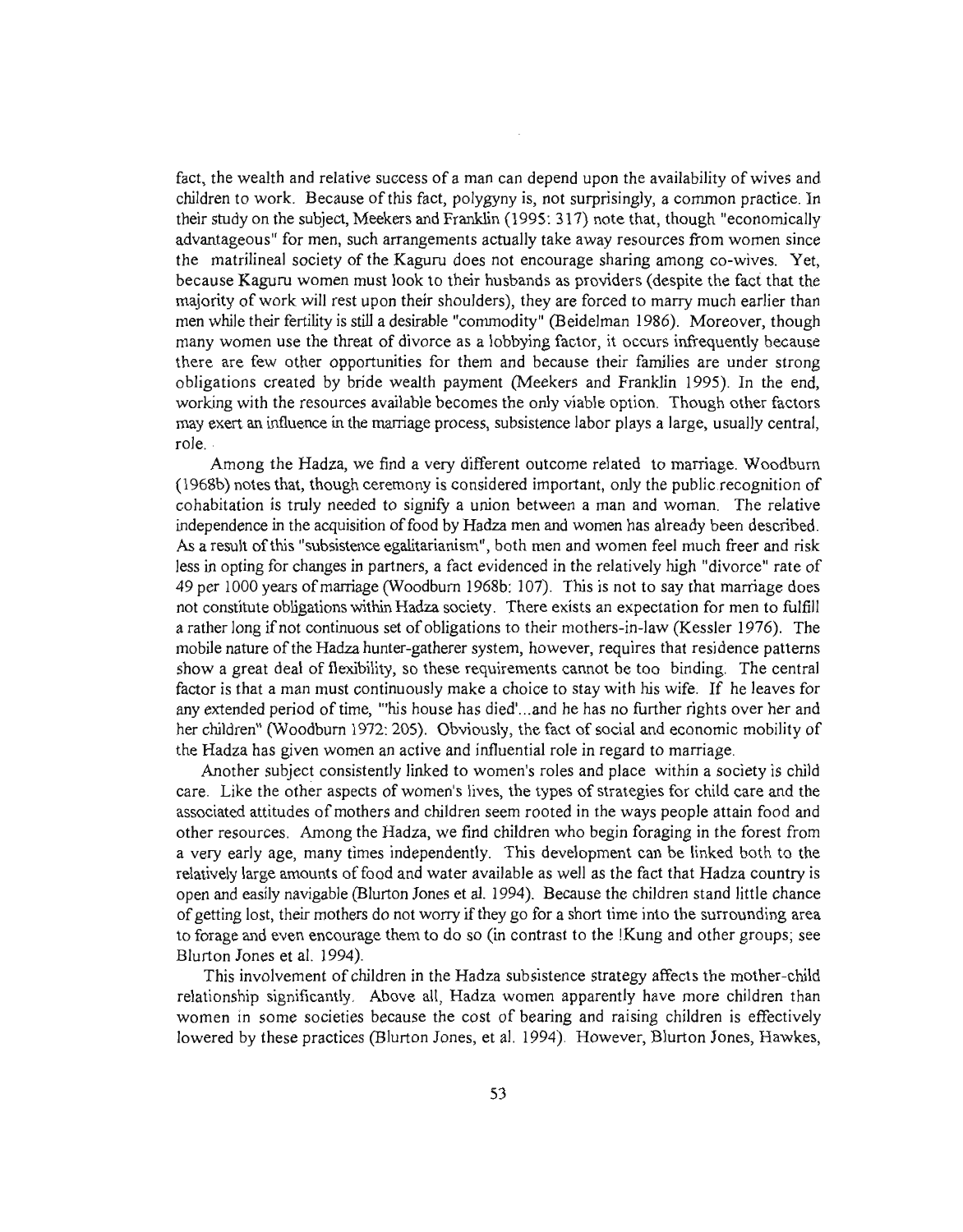fact, the wealth and relative success of a man can depend upon the availability of wives and children to work. Because of this fact, polygyny is, not surprisingly, a common practice. In their study on the subject, Meekers and Franklin (1995: 317) note that, though "economically advantageous" for men, such arrangements actually take away resources from women since the matrilineal society of the Kaguru does not encourage sharing among co-wives. Yet, because Kaguru women must look to their husbands as providers (despite the fact that the majority of work will rest upon their shoulders), they are forced to marry much earlier than men while their fertility is still a desirable "commodity" (Beidelman 1986). Moreover, though many women use the threat of divorce as a lobbying factor, it occurs infrequently because there are few other opportunities for them and because their families are under strong obligations created by bride wealth payment (Meekers and Franklin 1995). In the end, working with the resources available becomes the only viable option. Though other factors may exert an influence in the marriage process, subsistence labor plays a large, usually central, role.

Among the Hadza, we find a very different outcome related to marriage. Woodburn (1968b) notes that, though ceremony is considered important, only the public recognition of cohabitation is truly needed to signify a union between a man and woman. The relative independence in the acquisition of food by Hadza men and women has already been described. As a result of this "subsistence egalitarianism", both men and women feel much freer and risk less in opting for changes in partners, a fact evidenced in the relatively high "divorce" rate of 49 per 1000 years of marriage (Woodburn 1968b: 107). This is not to say that marriage does not constitute obligations within Hadza society. There exists an expectation for men to fulfill a rather long if not continuous set of obligations to their mothers-in-law (Kessler 1976). The mobile nature of the Hadza hunter-gatherer system, however, requires that residence patterns show a great deal of flexibility, so these requirements cannot be too binding. The central factor is that a man must continuously make a choice to stay with his wife. If he leaves for any extended period of time, "'his house has died'...and he has no further rights over her and her children" (Woodburn 1972: 205). Obviously, the fact of social and economic mobility of the Hadza has given women an active and influential role in regard to marriage.

Another subject consistently linked to women's roles and place within a society is child care. Like the other aspects of women's lives, the types of strategies for child care and the associated attitudes of mothers and children seem rooted in the ways people attain food and other resources. Among the Hadza, we find children who begin foraging in the forest from a very early age, many times independently. This development can be linked both to the relatively large amounts of food and water available as well as the fact that Hadza country is open and easily navigable (Blurton Jones et al. 1994). Because the children stand little chance of getting lost, their mothers do not worry if they go for a short time into the surrounding area to forage and even encourage them to do so (in contrast to the !Kung and other groups; see Blurton Jones et al. 1994).

This involvement of children in the Hadza subsistence strategy affects the mother-child relationship significantly. Above all, Hadza women apparently have more children than women in some societies because the cost of bearing and raising children is effectively lowered by these practices (Blurton Jones, et al. 1994). However, Blurton Jones, Hawkes,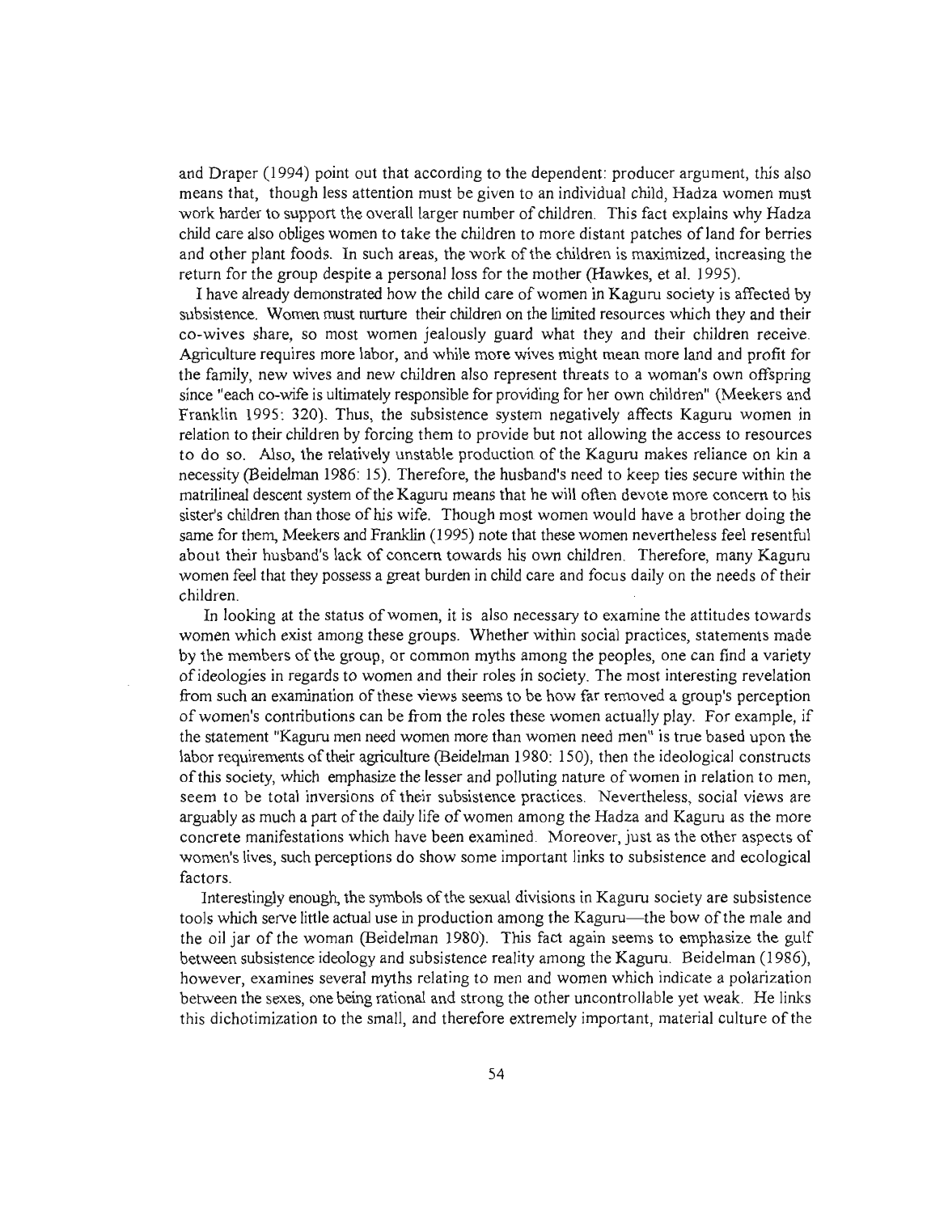and Draper (1994) point out that according to the dependent: producer argument, this also means that, though less attention must be given to an individual child, Hadza women must work harder to support the overall larger number of children. This fact explains why Hadza child care also obliges women to take the children to more distant patches of land for berries and other plant foods. In such areas, the work of the children is maximized, increasing the return for the group despite a personal loss for the mother (Hawkes, et al. 1995).

I have already demonstrated how the child care of women in Kaguru society is affected by subsistence. Women must nurture their children on the limited resources which they and their co-wives share, so most women jealously guard what they and their children receive. Agriculture requires more labor, and while more wives might mean more land and profit for the family, new wives and new children also represent threats to a woman's own offspring since "each co-wife is ultimately responsible for providing for her own children" (Meekers and Franklin 1995: 320). Thus, the subsistence system negatively affects Kaguru women in relation to their children by forcing them to provide but not allowing the access to resources to do so. Also, the relatively unstable production of the Kaguru makes reliance on kin a necessity (Beidelman 1986: 15). Therefore, the husband's need to keep ties secure within the matrilineal descent system of the Kaguru means that he will often devote more concern to his sister's children than those of his wife. Though most women would have a brother doing the same for them, Meekers and Franklin (1995) note that these women nevertheless feel resentful about their husband's lack of concern towards his own children. Therefore, many Kaguru women feel that they possess a great burden in child care and focus daily on the needs of their children.

In looking at the status of women, it is also necessary to examine the attitudes towards women which exist among these groups. Whether within social practices, statements made by the members of the group, or common myths among the peoples, one can find a variety of ideologies in regards to women and their roles in society. The most interesting revelation from such an examination of these views seems to be how far removed a group's perception of women's contributions can be from the roles these women actually play. For example, if the statement "Kaguru men need women more than women need men" is true based upon the labor requirements of their agriculture (Beidelman 1980: 150), then the ideological constructs of this society, which emphasize the lesser and polluting nature of women in relation to men, seem to be total inversions of their subsistence practices. Nevertheless, social views are arguably as much a part of the daily life of women among the Hadza and Kaguru as the more concrete manifestations which have been examined. Moreover, just as the other aspects of women's lives, such perceptions do show some important links to subsistence and ecological factors.

Interestingly enough, the symbols of the sexual divisions in Kaguru society are subsistence tools which serve little actual use in production among the Kaguru—the bow of the male and the oil jar of the woman (Beidelman 1980). This fact again seems to emphasize the gulf between subsistence ideology and subsistence reality among the Kaguru. Beidelman (1986), however, examines several myths relating to men and women which indicate a polarization between the sexes, one being rational and strong the other uncontrollable yet weak. He links this dichotimization to the small, and therefore extremely important, material culture of the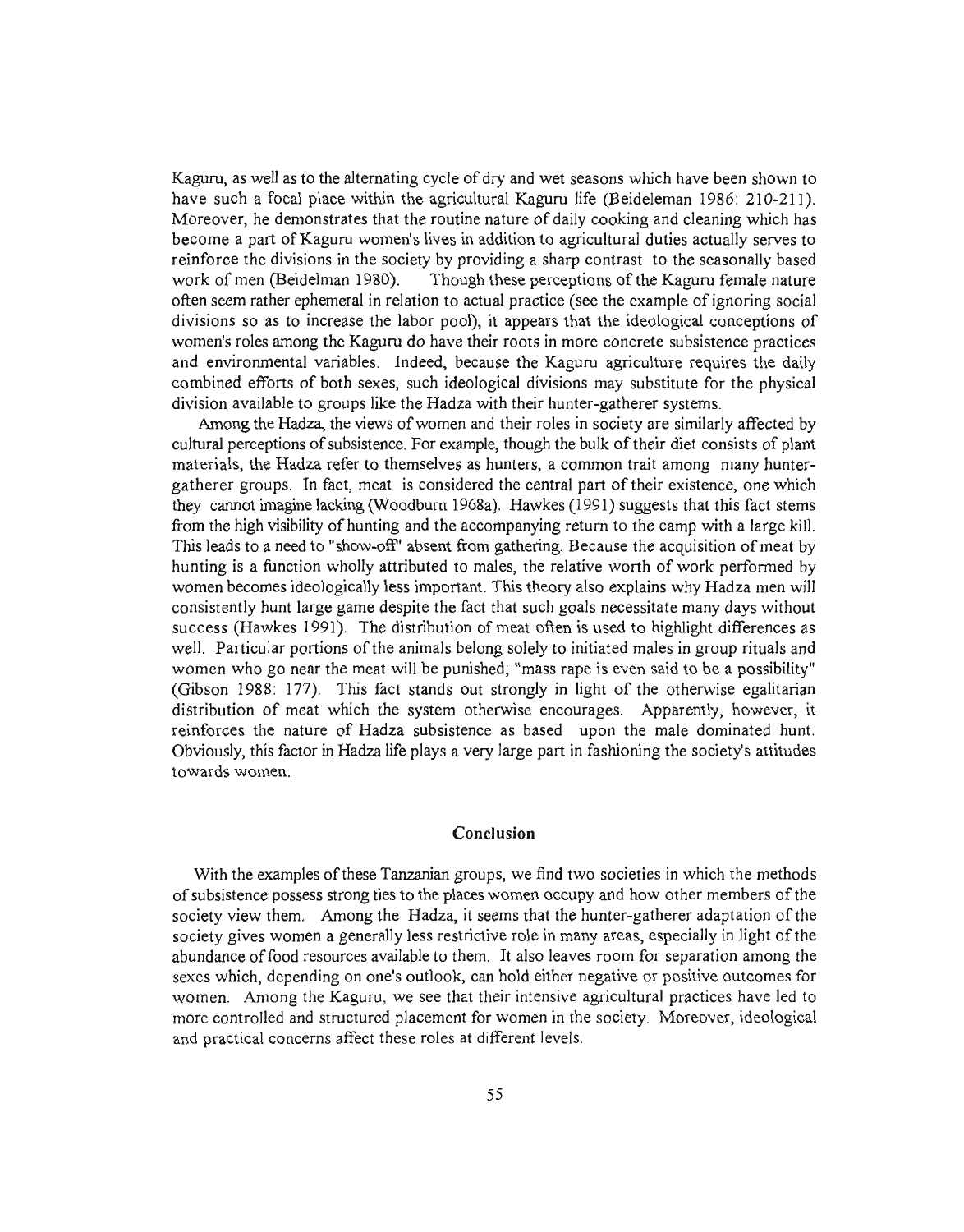Kaguru, as well as to the alternating cycle of dry and wet seasons which have been shown to have such a focal place within the agricultural Kaguru life (Beideleman 1986: 210-211). Moreover, he demonstrates that the routine nature of daily cooking and cleaning which has become a part of Kaguru women's lives in addition to agricultural duties actually serves to reinforce the divisions in the society by providing a sharp contrast to the seasonally based work of men (Beidelman 1980). Though these perceptions of the Kaguru female nature often seem rather ephemeral in relation to actual practice (see the example of ignoring social divisions so as to increase the labor pool), it appears that the ideological conceptions of women's roles among the Kaguru do have their roots in more concrete subsistence practices and environmental variables. Indeed, because the Kaguru agriculture requires the daily combined efforts of both sexes, such ideological divisions may substitute for the physical division available to groups like the Hadza with their hunter-gatherer systems.

Among the Hadza, the views of women and their roles in society are similarly affected by cultural perceptions of subsistence. For example, though the bulk of their diet consists of plant materials, the Hadza refer to themselves as hunters, a common trait among many hunter-gatherer groups. In fact, meat is considered the central part of their existence, one which they cannot imagine lacking (Woodburn 1968a). Hawkes (1991) suggests that this fact stems from the high visibility of hunting and the accompanying return to the camp with a large kill. This leads to a need to "show-off" absent from gathering. Because the acquisition of meat by hunting is a function wholly attributed to males, the relative worth of work performed by women becomes ideologically less important. This theory also explains why Hadza men will consistently hunt large game despite the fact that such goals necessitate many days without success (Hawkes 1991). The distribution of meat often is used to highlight differences as well. Particular portions of the animals belong solely to initiated males in group rituals and women who go near the meat will be punished; "mass rape is even said to be a possibility" (Gibson 1988: 177). This fact stands out strongly in light of the otherwise egalitarian distribution of meat which the system otherwise encourages. Apparently, however, it reinforces the nature of Hadza subsistence as based upon the male dominated hunt. Obviously, this factor in Hadza life plays a very large part in fashioning the society's attitudes towards women.

## Conclusion

With the examples of these Tanzanian groups, we find two societies in which the methods of subsistence possess strong ties to the places women occupy and how other members of the society view them. Among the Hadza, it seems that the hunter-gatherer adaptation of the society gives women a generally less restrictive role in many areas, especially in light of the abundance of food resources available to them. It also leaves room for separation among the sexes which, depending on one's outlook, can hold either negative or positive outcomes for women. Among the Kaguru, we see that their intensive agricultural practices have led to more controlled and structured placement for women in the society. Moreover, ideological and practical concerns affect these roles at different levels.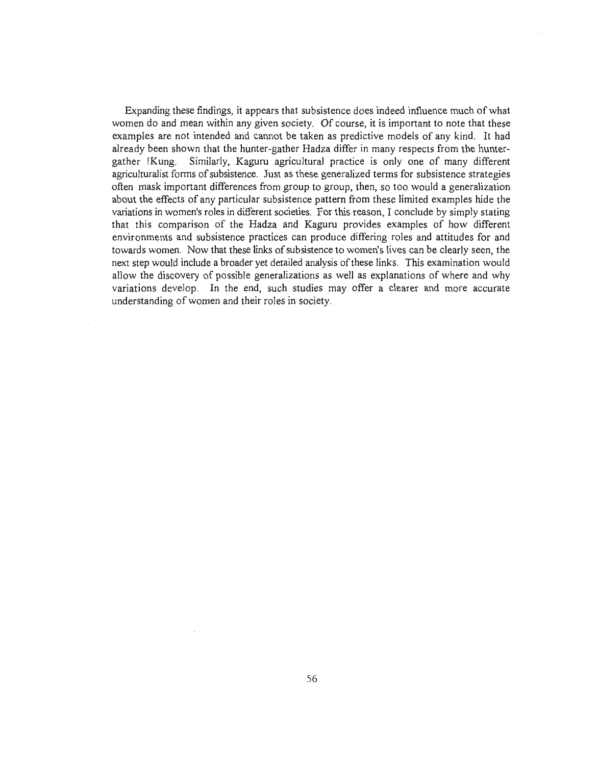Expanding these findings, it appears that subsistence does indeed influence much of what women do and mean within any given society. Of course, it is important to note that these examples are not intended and cannot be taken as predictive models of any kind. It had already been shown that the hunter-gather Hadza differ in many respects from the hunter-gather !Kung. Similarly, Kaguru agricultural practice is only one of many different agriculturalist forms of subsistence. Just as these generalized terms for subsistence strategies often mask important differences from group to group, then, so too would a generalization about the effects of any particular subsistence pattern from these limited examples hide the variations in women's roles in different societies. For this reason, I conclude by simply stating that this comparison of the Hadza and Kaguru provides examples of how different environments and subsistence practices can produce differing roles and attitudes for and towards women. Now that these links of subsistence to women's lives can be clearly seen, the next step would include a broader yet detailed analysis of these links. This examination would allow the discovery of possible generalizations as well as explanations of where and why variations develop. In the end, such studies may offer a clearer and more accurate understanding of women and their roles in society.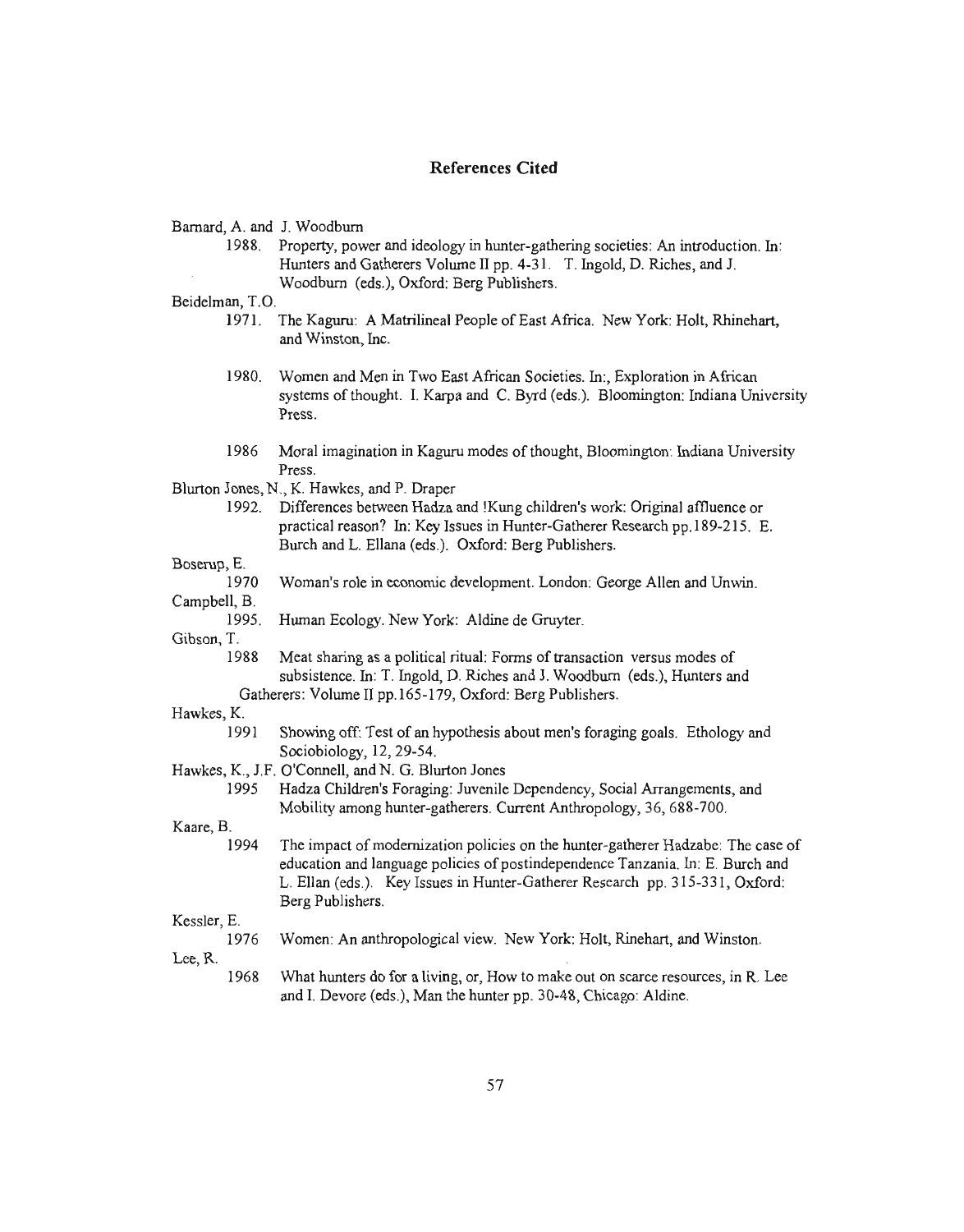## References Cited

Barnard, A. and J. Woodburn

1988. Property, power and ideology in hunter-gathering societies: An introduction. In: Hunters and Gatherers Volume II pp. 4-31. T. Ingold, D. Riches, and J. Woodburn (eds.), Oxford: Berg Publishers.

Beidelman, T.O.

1971. The Kaguru: A Matrilineal People of East Africa. New York: Holt, Rhinehart, and Winston, Inc.

1980. Women and Men in Two East African Societies. In:, Exploration in African systems of thought. I. Karpa and C. Byrd (eds.). Bloomington: Indiana University Press.

1986 Moral imagination in Kaguru modes of thought, Bloomington: Indiana University Press.

Blurton Jones, N., K. Hawkes, and P. Draper

1992. Differences between Hadza and !Kung children's work: Original affluence or practical reason? In: Key Issues in Hunter-Gatherer Research pp.189-215. E. Burch and L. Ellana (eds.). Oxford: Berg Publishers.

Boserup, E.

1970 Woman's role in economic development. London: George Allen and Unwin.

Campbell, B.

1995. Human Ecology. New York: Aldine de Gruyter.

Gibson, T.

1988 Meat sharing as a political ritual: Forms of transaction versus modes of subsistence. In: T. Ingold, D. Riches and J. Woodburn (eds.), Hunters and Gatherers: Volume II pp.165-179, Oxford: Berg Publishers.

Hawkes, K.

1991 Showing off: Test of an hypothesis about men's foraging goals. Ethology and Sociobiology, 12, 29-54.

Hawkes, K., J.F. O'Connell, and N. G. Blurton Jones

1995 Hadza Children's Foraging: Juvenile Dependency, Social Arrangements, and Mobility among hunter-gatherers. Current Anthropology, 36, 688-700.

Kaare, B.

1994 The impact of modernization policies on the hunter-gatherer Hadzabe: The case of education and language policies of postindependence Tanzania. In: E. Burch and L. Ellan (eds.). Key Issues in Hunter-Gatherer Research pp. 315-331, Oxford: Berg Publishers.

Kessler, E.

1976 Women: An anthropological view. New York: Holt, Rinehart, and Winston.

Lee, R.

1968 What hunters do for a living, or, How to make out on scarce resources, in R. Lee and I. Devore (eds.), Man the hunter pp. 30-48, Chicago: Aldine.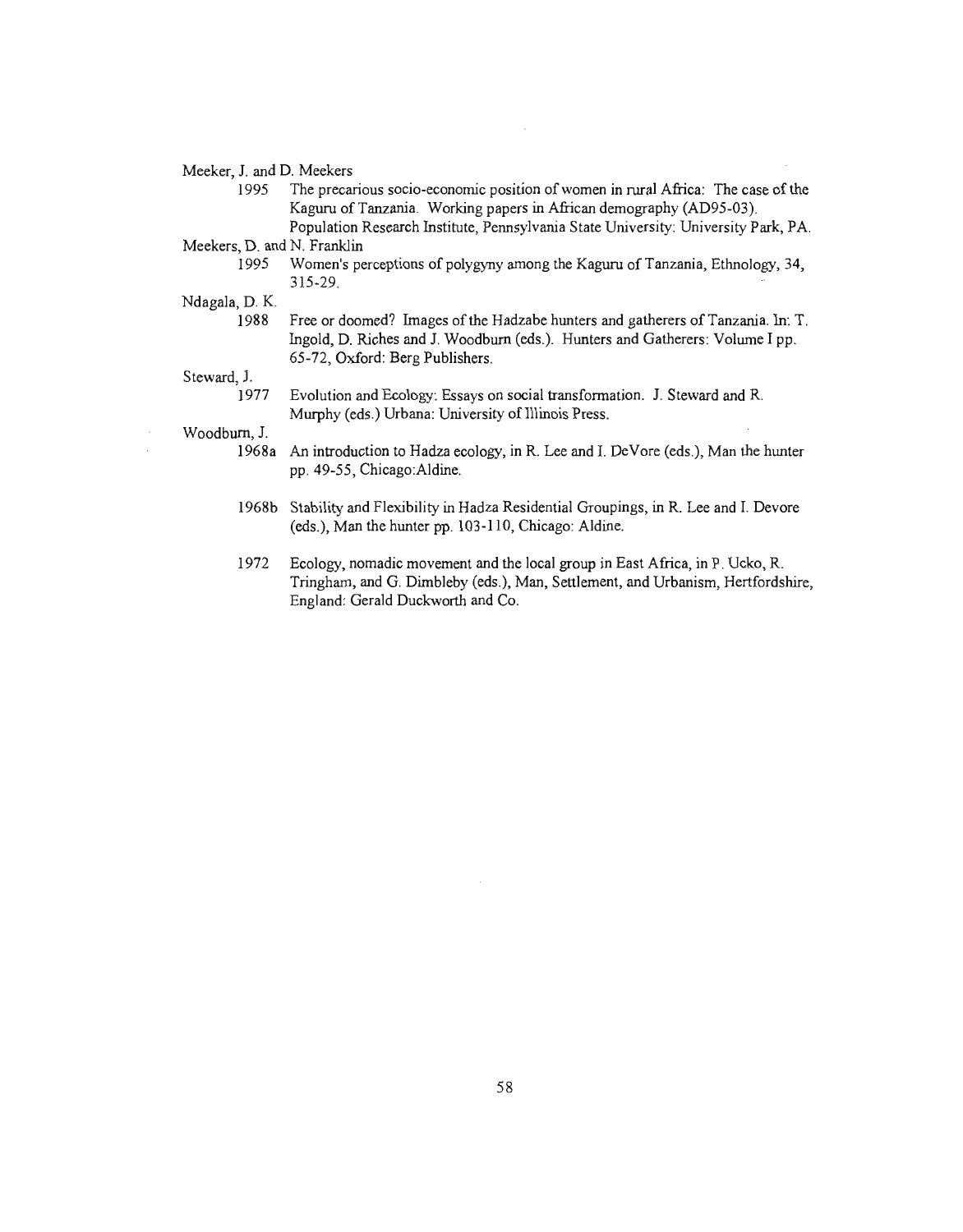Meeker, J. and D. Meekers

1995 The precarious socio-economic position of women in rural Africa: The case of the Kaguru of Tanzania. Working papers in African demography (AD95-03). Population Research Institute, Pennsylvania State University: University Park, PA.

Meekers, D. and N. Franklin

1995 Women's perceptions of polygyny among the Kaguru of Tanzania, Ethnology, 34, 315-29.

Ndagala, D. K.

1988 Free or doomed? Images of the Hadzabe hunters and gatherers of Tanzania. In: T. Ingold, D. Riches and J. Woodburn (eds.). Hunters and Gatherers: Volume I pp. 65-72, Oxford: Berg Publishers.

Steward, J.

1977 Evolution and Ecology: Essays on social transformation. J. Steward and R. Murphy (eds.) Urbana: University of Illinois Press.

Woodburn, J.

1968a An introduction to Hadza ecology, in R. Lee and I. DeVore (eds.), Man the hunter pp. 49-55, Chicago:Aldine.

1968b Stability and Flexibility in Hadza Residential Groupings, in R. Lee and I. Devore (eds.), Man the hunter pp. 103-110, Chicago: Aldine.

1972 Ecology, nomadic movement and the local group in East Africa, in P. Ucko, R. Tringham, and G. Dimbleby (eds.), Man, Settlement, and Urbanism, Hertfordshire, England: Gerald Duckworth and Co.